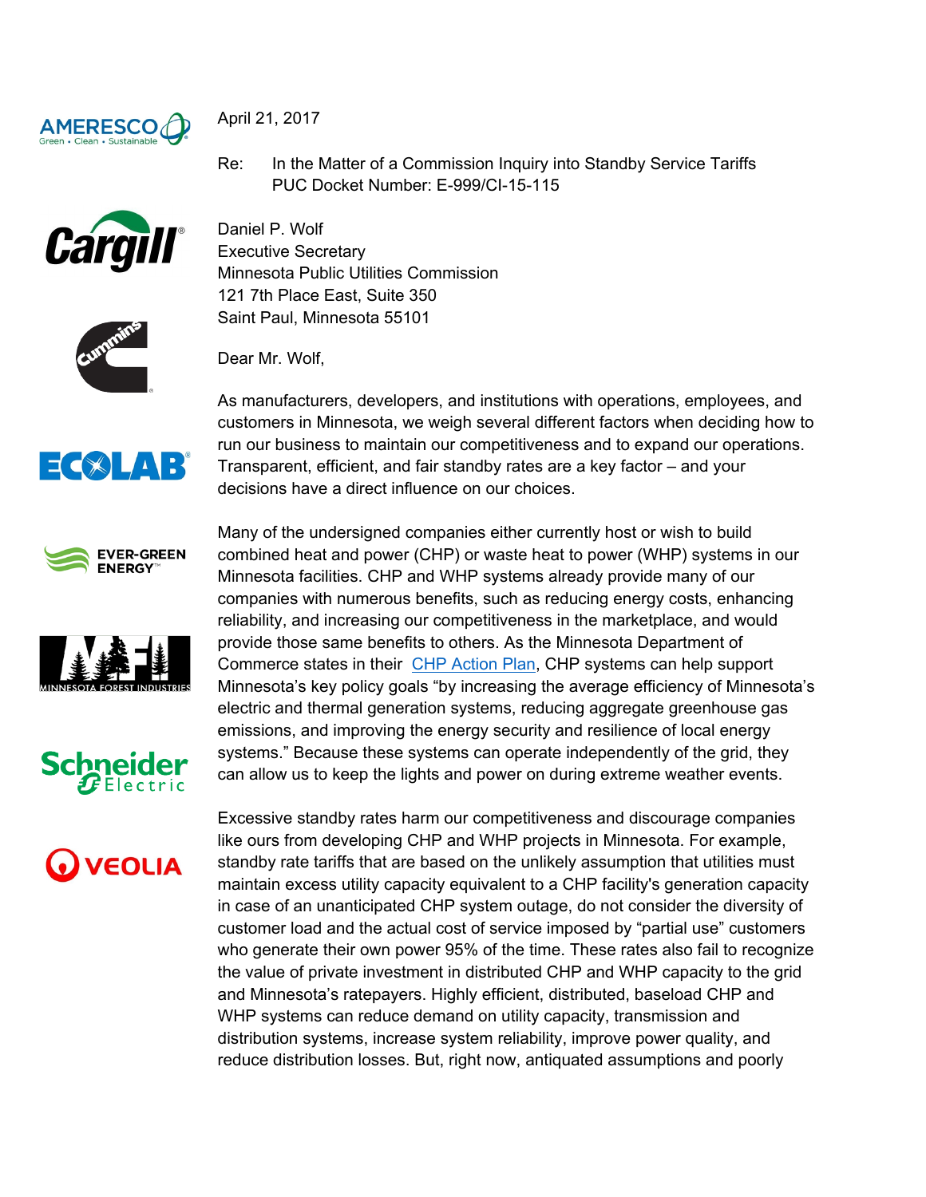April 21, 2017

Re: In the Matter of a Commission Inquiry into Standby Service Tariffs
PUC Docket Number: E-999/CI-15-115

Daniel P. Wolf
Executive Secretary
Minnesota Public Utilities Commission
121 7th Place East, Suite 350
Saint Paul, Minnesota 55101

Dear Mr. Wolf,

As manufacturers, developers, and institutions with operations, employees, and customers in Minnesota, we weigh several different factors when deciding how to run our business to maintain our competitiveness and to expand our operations. Transparent, efficient, and fair standby rates are a key factor – and your decisions have a direct influence on our choices.

Many of the undersigned companies either currently host or wish to build combined heat and power (CHP) or waste heat to power (WHP) systems in our Minnesota facilities. CHP and WHP systems already provide many of our companies with numerous benefits, such as reducing energy costs, enhancing reliability, and increasing our competitiveness in the marketplace, and would provide those same benefits to others. As the Minnesota Department of Commerce states in their CHP Action Plan, CHP systems can help support Minnesota's key policy goals "by increasing the average efficiency of Minnesota's electric and thermal generation systems, reducing aggregate greenhouse gas emissions, and improving the energy security and resilience of local energy systems." Because these systems can operate independently of the grid, they can allow us to keep the lights and power on during extreme weather events.

Excessive standby rates harm our competitiveness and discourage companies like ours from developing CHP and WHP projects in Minnesota. For example, standby rate tariffs that are based on the unlikely assumption that utilities must maintain excess utility capacity equivalent to a CHP facility's generation capacity in case of an unanticipated CHP system outage, do not consider the diversity of customer load and the actual cost of service imposed by "partial use" customers who generate their own power 95% of the time. These rates also fail to recognize the value of private investment in distributed CHP and WHP capacity to the grid and Minnesota's ratepayers. Highly efficient, distributed, baseload CHP and WHP systems can reduce demand on utility capacity, transmission and distribution systems, increase system reliability, improve power quality, and reduce distribution losses. But, right now, antiquated assumptions and poorly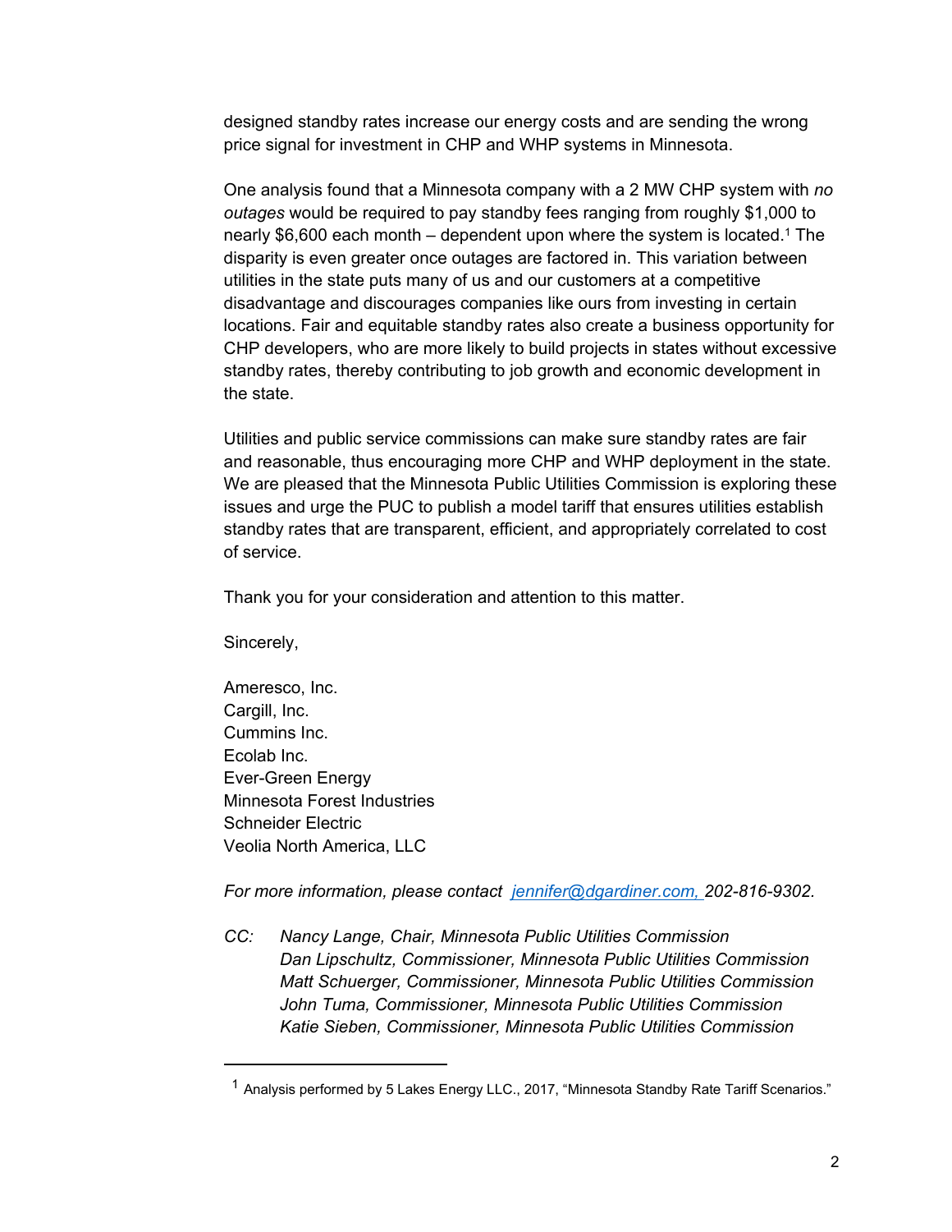designed standby rates increase our energy costs and are sending the wrong price signal for investment in CHP and WHP systems in Minnesota.

One analysis found that a Minnesota company with a 2 MW CHP system with *no outages* would be required to pay standby fees ranging from roughly $1,000 to nearly $6,600 each month – dependent upon where the system is located.[1] The disparity is even greater once outages are factored in. This variation between utilities in the state puts many of us and our customers at a competitive disadvantage and discourages companies like ours from investing in certain locations. Fair and equitable standby rates also create a business opportunity for CHP developers, who are more likely to build projects in states without excessive standby rates, thereby contributing to job growth and economic development in the state.

Utilities and public service commissions can make sure standby rates are fair and reasonable, thus encouraging more CHP and WHP deployment in the state. We are pleased that the Minnesota Public Utilities Commission is exploring these issues and urge the PUC to publish a model tariff that ensures utilities establish standby rates that are transparent, efficient, and appropriately correlated to cost of service.

Thank you for your consideration and attention to this matter.

Sincerely,

Ameresco, Inc.
Cargill, Inc.
Cummins Inc.
Ecolab Inc.
Ever-Green Energy
Minnesota Forest Industries
Schneider Electric
Veolia North America, LLC

*For more information, please contact jennifer@dgardiner.com, 202-816-9302.*

*CC: Nancy Lange, Chair, Minnesota Public Utilities Commission*
*Dan Lipschultz, Commissioner, Minnesota Public Utilities Commission*
*Matt Schuerger, Commissioner, Minnesota Public Utilities Commission*
*John Tuma, Commissioner, Minnesota Public Utilities Commission*
*Katie Sieben, Commissioner, Minnesota Public Utilities Commission*

---

[1] Analysis performed by 5 Lakes Energy LLC., 2017, "Minnesota Standby Rate Tariff Scenarios."